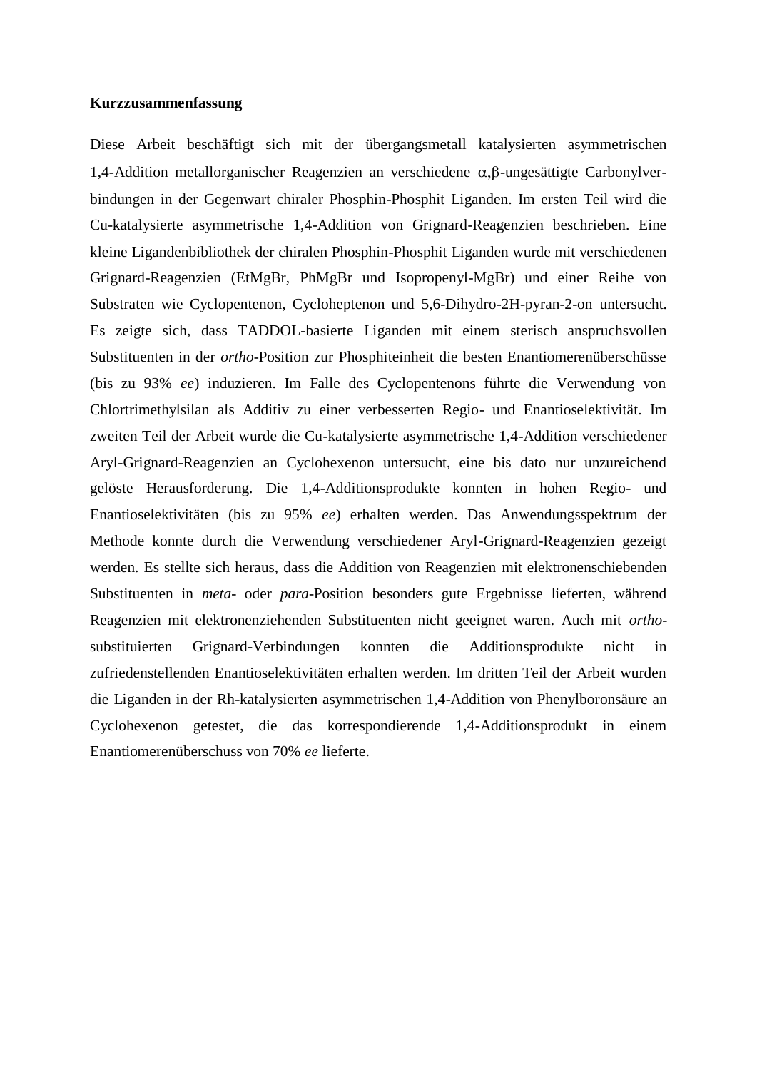**Kurzzusammenfassung**

Diese Arbeit beschäftigt sich mit der übergangsmetall katalysierten asymmetrischen 1,4-Addition metallorganischer Reagenzien an verschiedene $\alpha,\beta$-ungesättigte Carbonylverbindungen in der Gegenwart chiraler Phosphin-Phosphit Liganden. Im ersten Teil wird die Cu-katalysierte asymmetrische 1,4-Addition von Grignard-Reagenzien beschrieben. Eine kleine Ligandenbibliothek der chiralen Phosphin-Phosphit Liganden wurde mit verschiedenen Grignard-Reagenzien (EtMgBr, PhMgBr und Isopropenyl-MgBr) und einer Reihe von Substraten wie Cyclopentenon, Cycloheptenon und 5,6-Dihydro-2H-pyran-2-on untersucht. Es zeigte sich, dass TADDOL-basierte Liganden mit einem sterisch anspruchsvollen Substituenten in der *ortho*-Position zur Phosphiteinheit die besten Enantiomerenüberschüsse (bis zu 93% *ee*) induzieren. Im Falle des Cyclopentenons führte die Verwendung von Chlortrimethylsilan als Additiv zu einer verbesserten Regio- und Enantioselektivität. Im zweiten Teil der Arbeit wurde die Cu-katalysierte asymmetrische 1,4-Addition verschiedener Aryl-Grignard-Reagenzien an Cyclohexenon untersucht, eine bis dato nur unzureichend gelöste Herausforderung. Die 1,4-Additionsprodukte konnten in hohen Regio- und Enantioselektivitäten (bis zu 95% *ee*) erhalten werden. Das Anwendungsspektrum der Methode konnte durch die Verwendung verschiedener Aryl-Grignard-Reagenzien gezeigt werden. Es stellte sich heraus, dass die Addition von Reagenzien mit elektronenschiebenden Substituenten in *meta*- oder *para*-Position besonders gute Ergebnisse lieferten, während Reagenzien mit elektronenziehenden Substituenten nicht geeignet waren. Auch mit *ortho*-substituierten Grignard-Verbindungen konnten die Additionsprodukte nicht in zufriedenstellenden Enantioselektivitäten erhalten werden. Im dritten Teil der Arbeit wurden die Liganden in der Rh-katalysierten asymmetrischen 1,4-Addition von Phenylboronsäure an Cyclohexenon getestet, die das korrespondierende 1,4-Additionsprodukt in einem Enantiomerenüberschuss von 70% *ee* lieferte.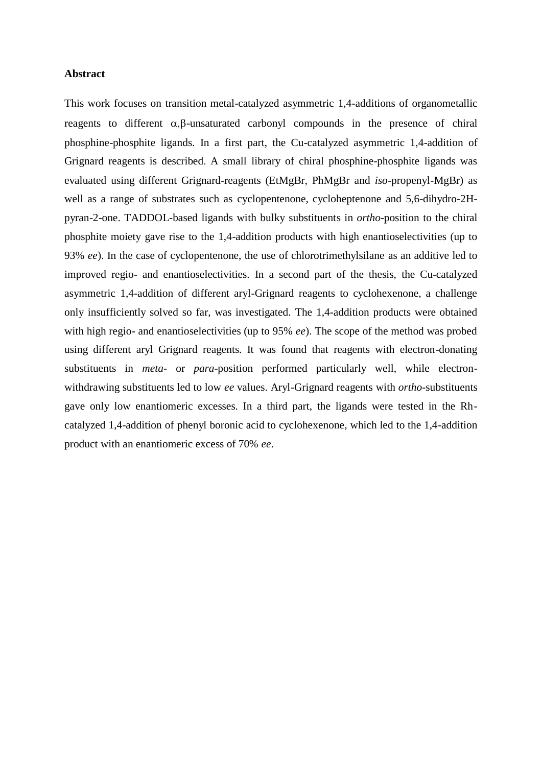**Abstract**

This work focuses on transition metal-catalyzed asymmetric 1,4-additions of organometallic reagents to different α,β-unsaturated carbonyl compounds in the presence of chiral phosphine-phosphite ligands. In a first part, the Cu-catalyzed asymmetric 1,4-addition of Grignard reagents is described. A small library of chiral phosphine-phosphite ligands was evaluated using different Grignard-reagents (EtMgBr, PhMgBr and *iso*-propenyl-MgBr) as well as a range of substrates such as cyclopentenone, cycloheptenone and 5,6-dihydro-2H-pyran-2-one. TADDOL-based ligands with bulky substituents in *ortho*-position to the chiral phosphite moiety gave rise to the 1,4-addition products with high enantioselectivities (up to 93% *ee*). In the case of cyclopentenone, the use of chlorotrimethylsilane as an additive led to improved regio- and enantioselectivities. In a second part of the thesis, the Cu-catalyzed asymmetric 1,4-addition of different aryl-Grignard reagents to cyclohexenone, a challenge only insufficiently solved so far, was investigated. The 1,4-addition products were obtained with high regio- and enantioselectivities (up to 95% *ee*). The scope of the method was probed using different aryl Grignard reagents. It was found that reagents with electron-donating substituents in *meta*- or *para*-position performed particularly well, while electron-withdrawing substituents led to low *ee* values. Aryl-Grignard reagents with *ortho*-substituents gave only low enantiomeric excesses. In a third part, the ligands were tested in the Rh-catalyzed 1,4-addition of phenyl boronic acid to cyclohexenone, which led to the 1,4-addition product with an enantiomeric excess of 70% *ee*.